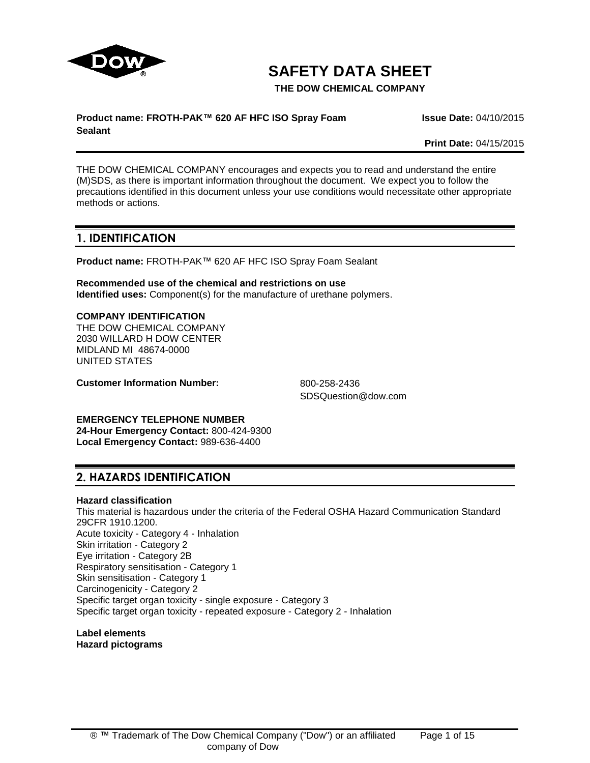# SAFETY DATA SHEET

**THE DOW CHEMICAL COMPANY**

**Product name: FROTH-PAK™ 620 AF HFC ISO Spray Foam Sealant**

**Issue Date:** 04/10/2015

**Print Date:** 04/15/2015

THE DOW CHEMICAL COMPANY encourages and expects you to read and understand the entire (M)SDS, as there is important information throughout the document. We expect you to follow the precautions identified in this document unless your use conditions would necessitate other appropriate methods or actions.

## 1. IDENTIFICATION

**Product name:** FROTH-PAK™ 620 AF HFC ISO Spray Foam Sealant

**Recommended use of the chemical and restrictions on use**
**Identified uses:** Component(s) for the manufacture of urethane polymers.

**COMPANY IDENTIFICATION**
THE DOW CHEMICAL COMPANY
2030 WILLARD H DOW CENTER
MIDLAND MI 48674-0000
UNITED STATES

**Customer Information Number:** 800-258-2436
SDSQuestion@dow.com

**EMERGENCY TELEPHONE NUMBER**
**24-Hour Emergency Contact:** 800-424-9300
**Local Emergency Contact:** 989-636-4400

## 2. HAZARDS IDENTIFICATION

**Hazard classification**
This material is hazardous under the criteria of the Federal OSHA Hazard Communication Standard 29CFR 1910.1200.
Acute toxicity - Category 4 - Inhalation
Skin irritation - Category 2
Eye irritation - Category 2B
Respiratory sensitisation - Category 1
Skin sensitisation - Category 1
Carcinogenicity - Category 2
Specific target organ toxicity - single exposure - Category 3
Specific target organ toxicity - repeated exposure - Category 2 - Inhalation

**Label elements**
**Hazard pictograms**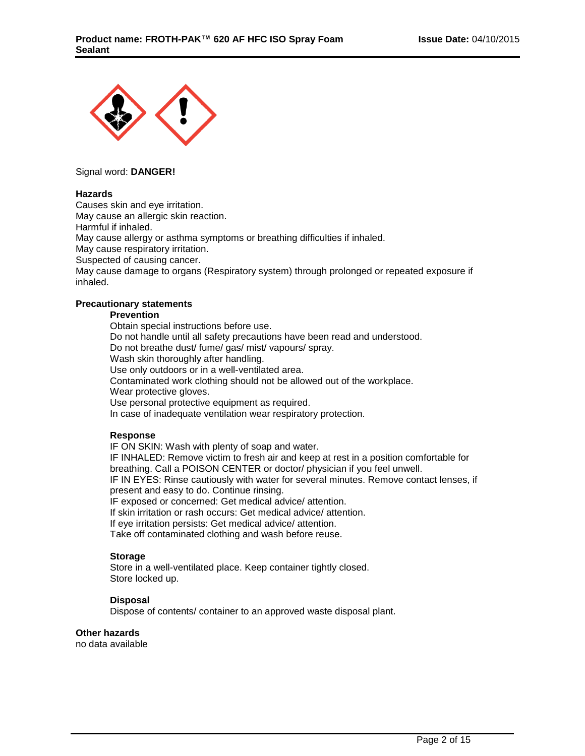Signal word: **DANGER!**

**Hazards**

Causes skin and eye irritation.
May cause an allergic skin reaction.
Harmful if inhaled.
May cause allergy or asthma symptoms or breathing difficulties if inhaled.
May cause respiratory irritation.
Suspected of causing cancer.
May cause damage to organs (Respiratory system) through prolonged or repeated exposure if inhaled.

**Precautionary statements**

**Prevention**

Obtain special instructions before use.
Do not handle until all safety precautions have been read and understood.
Do not breathe dust/ fume/ gas/ mist/ vapours/ spray.
Wash skin thoroughly after handling.
Use only outdoors or in a well-ventilated area.
Contaminated work clothing should not be allowed out of the workplace.
Wear protective gloves.
Use personal protective equipment as required.
In case of inadequate ventilation wear respiratory protection.

**Response**

IF ON SKIN: Wash with plenty of soap and water.
IF INHALED: Remove victim to fresh air and keep at rest in a position comfortable for breathing. Call a POISON CENTER or doctor/ physician if you feel unwell.
IF IN EYES: Rinse cautiously with water for several minutes. Remove contact lenses, if present and easy to do. Continue rinsing.
IF exposed or concerned: Get medical advice/ attention.
If skin irritation or rash occurs: Get medical advice/ attention.
If eye irritation persists: Get medical advice/ attention.
Take off contaminated clothing and wash before reuse.

**Storage**

Store in a well-ventilated place. Keep container tightly closed.
Store locked up.

**Disposal**

Dispose of contents/ container to an approved waste disposal plant.

**Other hazards**

no data available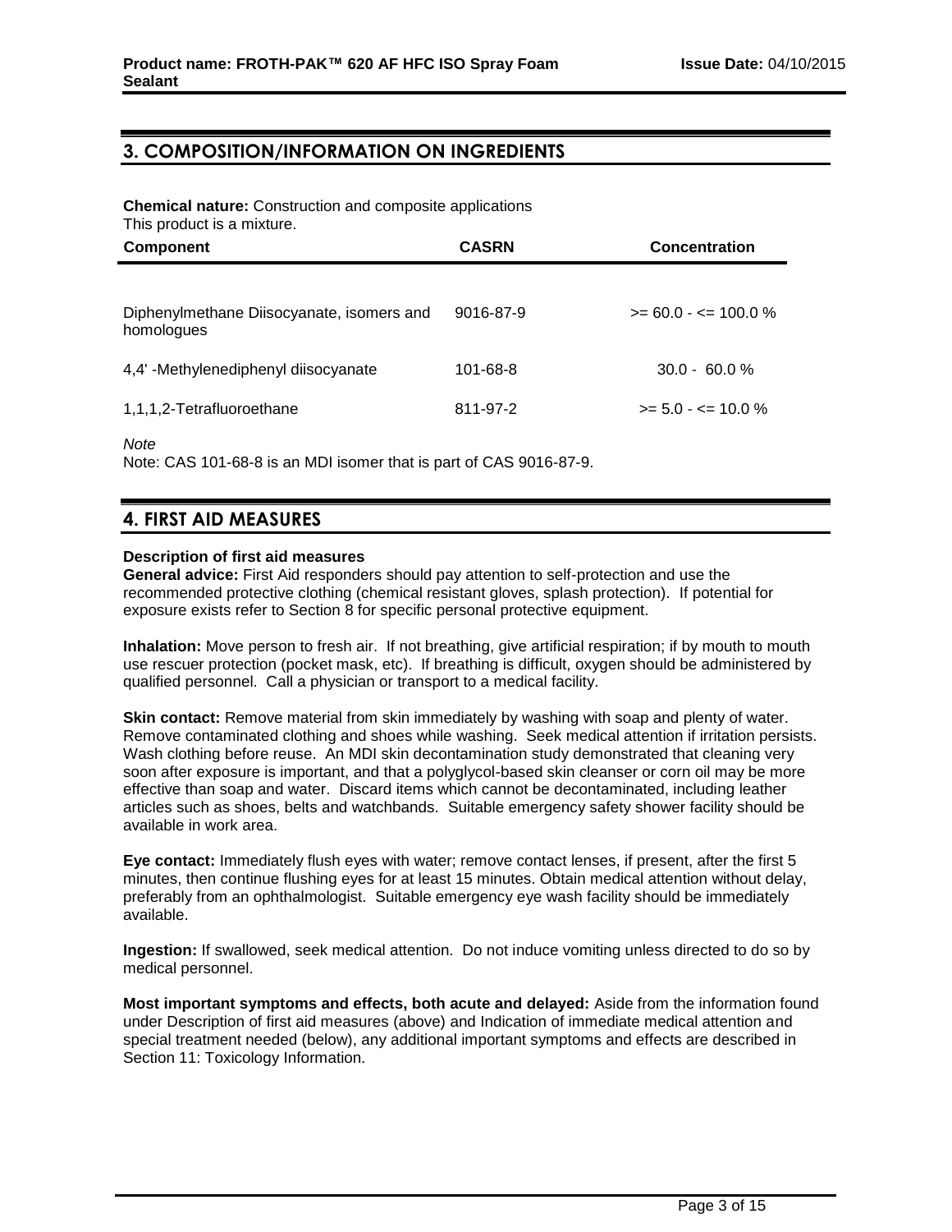## 3. COMPOSITION/INFORMATION ON INGREDIENTS

**Chemical nature:** Construction and composite applications
This product is a mixture.

| Component | CASRN | Concentration |
|---|---|---|
| Diphenylmethane Diisocyanate, isomers and homologues | 9016-87-9 | >= 60.0 - <= 100.0 % |
| 4,4' -Methylenediphenyl diisocyanate | 101-68-8 | 30.0 - 60.0 % |
| 1,1,1,2-Tetrafluoroethane | 811-97-2 | >= 5.0 - <= 10.0 % |

*Note*
Note: CAS 101-68-8 is an MDI isomer that is part of CAS 9016-87-9.

## 4. FIRST AID MEASURES

**Description of first aid measures**
**General advice:** First Aid responders should pay attention to self-protection and use the recommended protective clothing (chemical resistant gloves, splash protection). If potential for exposure exists refer to Section 8 for specific personal protective equipment.

**Inhalation:** Move person to fresh air. If not breathing, give artificial respiration; if by mouth to mouth use rescuer protection (pocket mask, etc). If breathing is difficult, oxygen should be administered by qualified personnel. Call a physician or transport to a medical facility.

**Skin contact:** Remove material from skin immediately by washing with soap and plenty of water. Remove contaminated clothing and shoes while washing. Seek medical attention if irritation persists. Wash clothing before reuse. An MDI skin decontamination study demonstrated that cleaning very soon after exposure is important, and that a polyglycol-based skin cleanser or corn oil may be more effective than soap and water. Discard items which cannot be decontaminated, including leather articles such as shoes, belts and watchbands. Suitable emergency safety shower facility should be available in work area.

**Eye contact:** Immediately flush eyes with water; remove contact lenses, if present, after the first 5 minutes, then continue flushing eyes for at least 15 minutes. Obtain medical attention without delay, preferably from an ophthalmologist. Suitable emergency eye wash facility should be immediately available.

**Ingestion:** If swallowed, seek medical attention. Do not induce vomiting unless directed to do so by medical personnel.

**Most important symptoms and effects, both acute and delayed:** Aside from the information found under Description of first aid measures (above) and Indication of immediate medical attention and special treatment needed (below), any additional important symptoms and effects are described in Section 11: Toxicology Information.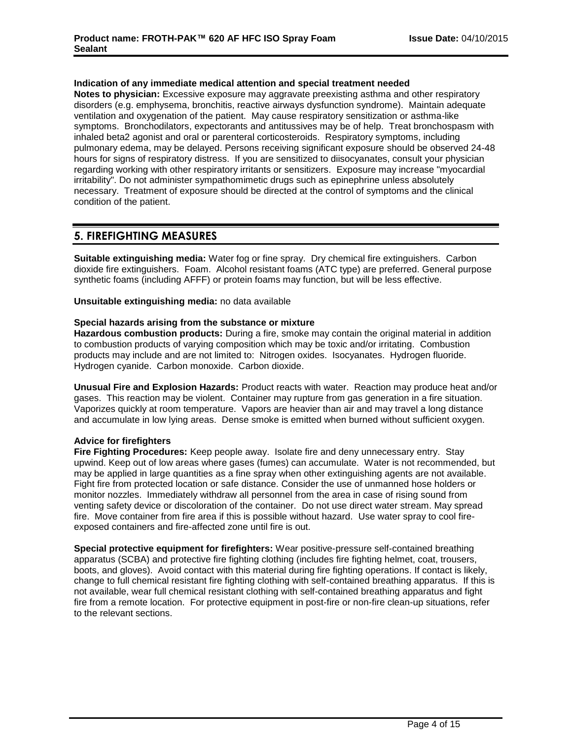**Indication of any immediate medical attention and special treatment needed**

**Notes to physician:** Excessive exposure may aggravate preexisting asthma and other respiratory disorders (e.g. emphysema, bronchitis, reactive airways dysfunction syndrome). Maintain adequate ventilation and oxygenation of the patient. May cause respiratory sensitization or asthma-like symptoms. Bronchodilators, expectorants and antitussives may be of help. Treat bronchospasm with inhaled beta2 agonist and oral or parenteral corticosteroids. Respiratory symptoms, including pulmonary edema, may be delayed. Persons receiving significant exposure should be observed 24-48 hours for signs of respiratory distress. If you are sensitized to diisocyanates, consult your physician regarding working with other respiratory irritants or sensitizers. Exposure may increase "myocardial irritability". Do not administer sympathomimetic drugs such as epinephrine unless absolutely necessary. Treatment of exposure should be directed at the control of symptoms and the clinical condition of the patient.

## 5. FIREFIGHTING MEASURES

**Suitable extinguishing media:** Water fog or fine spray. Dry chemical fire extinguishers. Carbon dioxide fire extinguishers. Foam. Alcohol resistant foams (ATC type) are preferred. General purpose synthetic foams (including AFFF) or protein foams may function, but will be less effective.

**Unsuitable extinguishing media:** no data available

**Special hazards arising from the substance or mixture**

**Hazardous combustion products:** During a fire, smoke may contain the original material in addition to combustion products of varying composition which may be toxic and/or irritating. Combustion products may include and are not limited to: Nitrogen oxides. Isocyanates. Hydrogen fluoride. Hydrogen cyanide. Carbon monoxide. Carbon dioxide.

**Unusual Fire and Explosion Hazards:** Product reacts with water. Reaction may produce heat and/or gases. This reaction may be violent. Container may rupture from gas generation in a fire situation. Vaporizes quickly at room temperature. Vapors are heavier than air and may travel a long distance and accumulate in low lying areas. Dense smoke is emitted when burned without sufficient oxygen.

**Advice for firefighters**

**Fire Fighting Procedures:** Keep people away. Isolate fire and deny unnecessary entry. Stay upwind. Keep out of low areas where gases (fumes) can accumulate. Water is not recommended, but may be applied in large quantities as a fine spray when other extinguishing agents are not available. Fight fire from protected location or safe distance. Consider the use of unmanned hose holders or monitor nozzles. Immediately withdraw all personnel from the area in case of rising sound from venting safety device or discoloration of the container. Do not use direct water stream. May spread fire. Move container from fire area if this is possible without hazard. Use water spray to cool fire-exposed containers and fire-affected zone until fire is out.

**Special protective equipment for firefighters:** Wear positive-pressure self-contained breathing apparatus (SCBA) and protective fire fighting clothing (includes fire fighting helmet, coat, trousers, boots, and gloves). Avoid contact with this material during fire fighting operations. If contact is likely, change to full chemical resistant fire fighting clothing with self-contained breathing apparatus. If this is not available, wear full chemical resistant clothing with self-contained breathing apparatus and fight fire from a remote location. For protective equipment in post-fire or non-fire clean-up situations, refer to the relevant sections.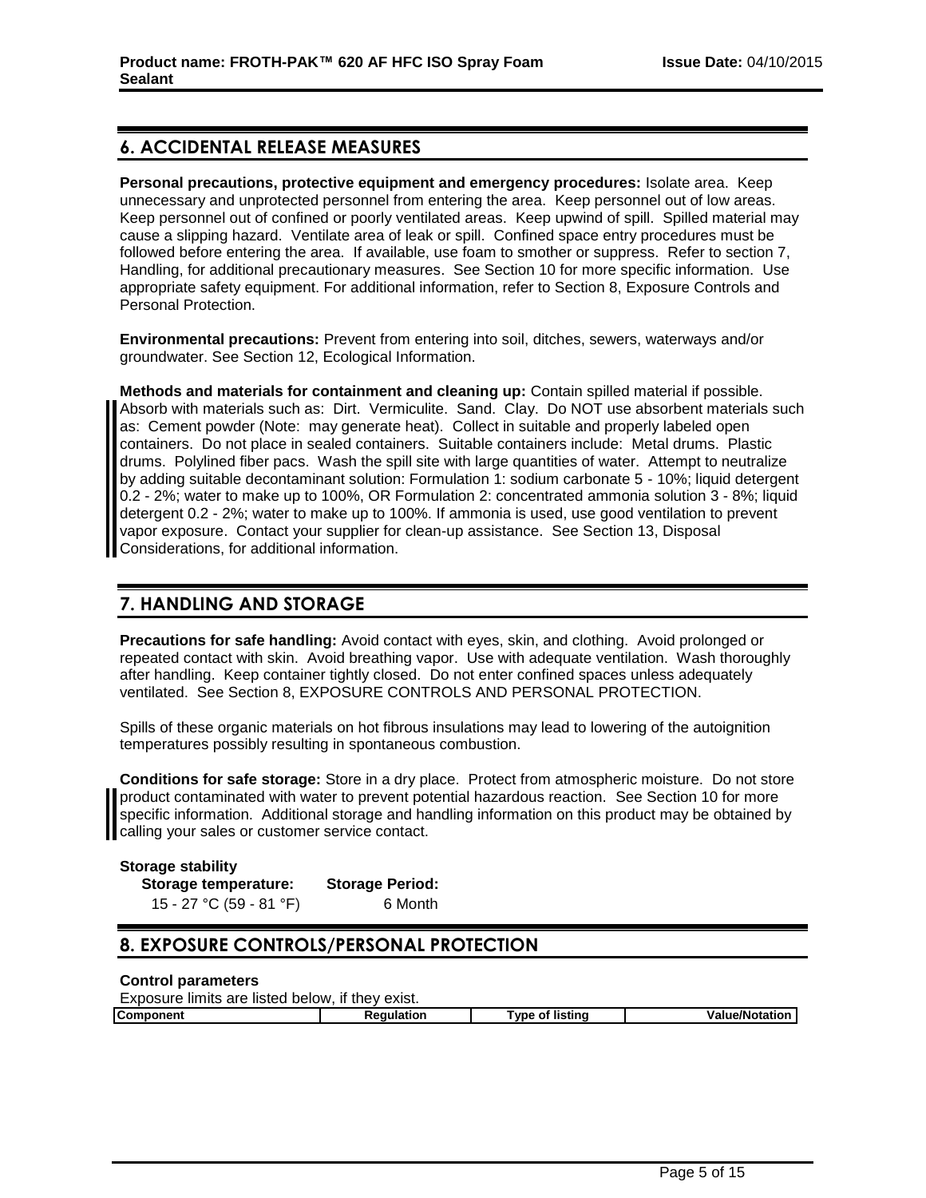## 6. ACCIDENTAL RELEASE MEASURES

**Personal precautions, protective equipment and emergency procedures:** Isolate area. Keep unnecessary and unprotected personnel from entering the area. Keep personnel out of low areas. Keep personnel out of confined or poorly ventilated areas. Keep upwind of spill. Spilled material may cause a slipping hazard. Ventilate area of leak or spill. Confined space entry procedures must be followed before entering the area. If available, use foam to smother or suppress. Refer to section 7, Handling, for additional precautionary measures. See Section 10 for more specific information. Use appropriate safety equipment. For additional information, refer to Section 8, Exposure Controls and Personal Protection.

**Environmental precautions:** Prevent from entering into soil, ditches, sewers, waterways and/or groundwater. See Section 12, Ecological Information.

**Methods and materials for containment and cleaning up:** Contain spilled material if possible. Absorb with materials such as: Dirt. Vermiculite. Sand. Clay. Do NOT use absorbent materials such as: Cement powder (Note: may generate heat). Collect in suitable and properly labeled open containers. Do not place in sealed containers. Suitable containers include: Metal drums. Plastic drums. Polylined fiber pacs. Wash the spill site with large quantities of water. Attempt to neutralize by adding suitable decontaminant solution: Formulation 1: sodium carbonate 5 - 10%; liquid detergent 0.2 - 2%; water to make up to 100%, OR Formulation 2: concentrated ammonia solution 3 - 8%; liquid detergent 0.2 - 2%; water to make up to 100%. If ammonia is used, use good ventilation to prevent vapor exposure. Contact your supplier for clean-up assistance. See Section 13, Disposal Considerations, for additional information.

## 7. HANDLING AND STORAGE

**Precautions for safe handling:** Avoid contact with eyes, skin, and clothing. Avoid prolonged or repeated contact with skin. Avoid breathing vapor. Use with adequate ventilation. Wash thoroughly after handling. Keep container tightly closed. Do not enter confined spaces unless adequately ventilated. See Section 8, EXPOSURE CONTROLS AND PERSONAL PROTECTION.

Spills of these organic materials on hot fibrous insulations may lead to lowering of the autoignition temperatures possibly resulting in spontaneous combustion.

**Conditions for safe storage:** Store in a dry place. Protect from atmospheric moisture. Do not store product contaminated with water to prevent potential hazardous reaction. See Section 10 for more specific information. Additional storage and handling information on this product may be obtained by calling your sales or customer service contact.

**Storage stability**

| Storage temperature: | Storage Period: |
|---|---|
| 15 - 27 °C (59 - 81 °F) | 6 Month |

## 8. EXPOSURE CONTROLS/PERSONAL PROTECTION

**Control parameters**

Exposure limits are listed below, if they exist.

| Component | Regulation | Type of listing | Value/Notation |
|---|---|---|---|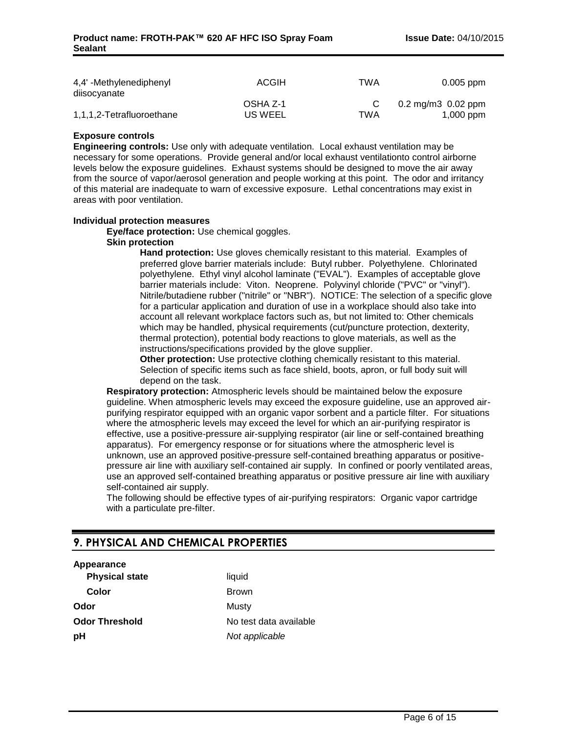| | | | |
|---|---|---|---|
| 4,4' -Methylenediphenyl diisocyanate | ACGIH | TWA | 0.005 ppm |
| | OSHA Z-1 | C | 0.2 mg/m3 0.02 ppm |
| 1,1,1,2-Tetrafluoroethane | US WEEL | TWA | 1,000 ppm |

**Exposure controls**

**Engineering controls:** Use only with adequate ventilation. Local exhaust ventilation may be necessary for some operations. Provide general and/or local exhaust ventilationto control airborne levels below the exposure guidelines. Exhaust systems should be designed to move the air away from the source of vapor/aerosol generation and people working at this point. The odor and irritancy of this material are inadequate to warn of excessive exposure. Lethal concentrations may exist in areas with poor ventilation.

**Individual protection measures**

**Eye/face protection:** Use chemical goggles.

**Skin protection**

**Hand protection:** Use gloves chemically resistant to this material. Examples of preferred glove barrier materials include: Butyl rubber. Polyethylene. Chlorinated polyethylene. Ethyl vinyl alcohol laminate ("EVAL"). Examples of acceptable glove barrier materials include: Viton. Neoprene. Polyvinyl chloride ("PVC" or "vinyl"). Nitrile/butadiene rubber ("nitrile" or "NBR"). NOTICE: The selection of a specific glove for a particular application and duration of use in a workplace should also take into account all relevant workplace factors such as, but not limited to: Other chemicals which may be handled, physical requirements (cut/puncture protection, dexterity, thermal protection), potential body reactions to glove materials, as well as the instructions/specifications provided by the glove supplier.

**Other protection:** Use protective clothing chemically resistant to this material. Selection of specific items such as face shield, boots, apron, or full body suit will depend on the task.

**Respiratory protection:** Atmospheric levels should be maintained below the exposure guideline. When atmospheric levels may exceed the exposure guideline, use an approved air-purifying respirator equipped with an organic vapor sorbent and a particle filter. For situations where the atmospheric levels may exceed the level for which an air-purifying respirator is effective, use a positive-pressure air-supplying respirator (air line or self-contained breathing apparatus). For emergency response or for situations where the atmospheric level is unknown, use an approved positive-pressure self-contained breathing apparatus or positive-pressure air line with auxiliary self-contained air supply. In confined or poorly ventilated areas, use an approved self-contained breathing apparatus or positive pressure air line with auxiliary self-contained air supply.

The following should be effective types of air-purifying respirators: Organic vapor cartridge with a particulate pre-filter.

## 9. PHYSICAL AND CHEMICAL PROPERTIES

**Appearance**

| | |
|---|---|
| **Physical state** | liquid |
| **Color** | Brown |
| **Odor** | Musty |
| **Odor Threshold** | No test data available |
| **pH** | *Not applicable* |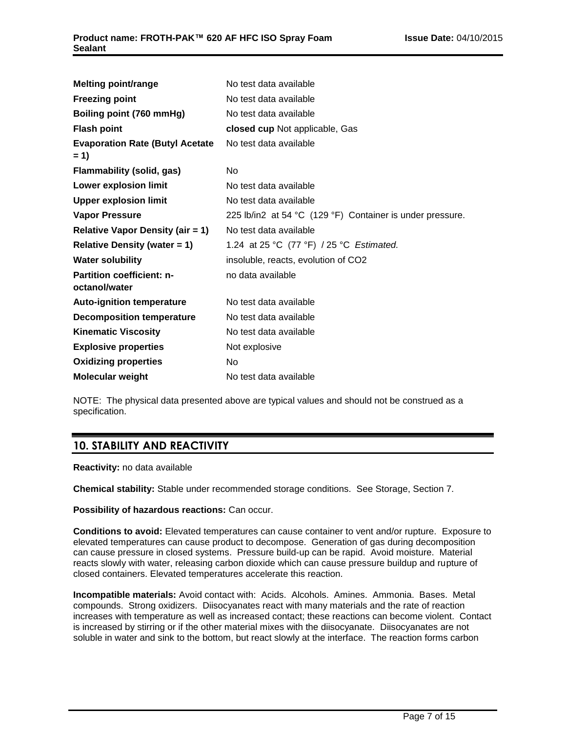| | |
|---|---|
| **Melting point/range** | No test data available |
| **Freezing point** | No test data available |
| **Boiling point (760 mmHg)** | No test data available |
| **Flash point** | **closed cup** Not applicable, Gas |
| **Evaporation Rate (Butyl Acetate = 1)** | No test data available |
| **Flammability (solid, gas)** | No |
| **Lower explosion limit** | No test data available |
| **Upper explosion limit** | No test data available |
| **Vapor Pressure** | 225 lb/in2 at 54 °C (129 °F) Container is under pressure. |
| **Relative Vapor Density (air = 1)** | No test data available |
| **Relative Density (water = 1)** | 1.24 at 25 °C (77 °F) / 25 °C *Estimated.* |
| **Water solubility** | insoluble, reacts, evolution of $CO_2$ |
| **Partition coefficient: n-octanol/water** | no data available |
| **Auto-ignition temperature** | No test data available |
| **Decomposition temperature** | No test data available |
| **Kinematic Viscosity** | No test data available |
| **Explosive properties** | Not explosive |
| **Oxidizing properties** | No |
| **Molecular weight** | No test data available |

NOTE: The physical data presented above are typical values and should not be construed as a specification.

## 10. STABILITY AND REACTIVITY

**Reactivity:** no data available

**Chemical stability:** Stable under recommended storage conditions. See Storage, Section 7.

**Possibility of hazardous reactions:** Can occur.

**Conditions to avoid:** Elevated temperatures can cause container to vent and/or rupture. Exposure to elevated temperatures can cause product to decompose. Generation of gas during decomposition can cause pressure in closed systems. Pressure build-up can be rapid. Avoid moisture. Material reacts slowly with water, releasing carbon dioxide which can cause pressure buildup and rupture of closed containers. Elevated temperatures accelerate this reaction.

**Incompatible materials:** Avoid contact with: Acids. Alcohols. Amines. Ammonia. Bases. Metal compounds. Strong oxidizers. Diisocyanates react with many materials and the rate of reaction increases with temperature as well as increased contact; these reactions can become violent. Contact is increased by stirring or if the other material mixes with the diisocyanate. Diisocyanates are not soluble in water and sink to the bottom, but react slowly at the interface. The reaction forms carbon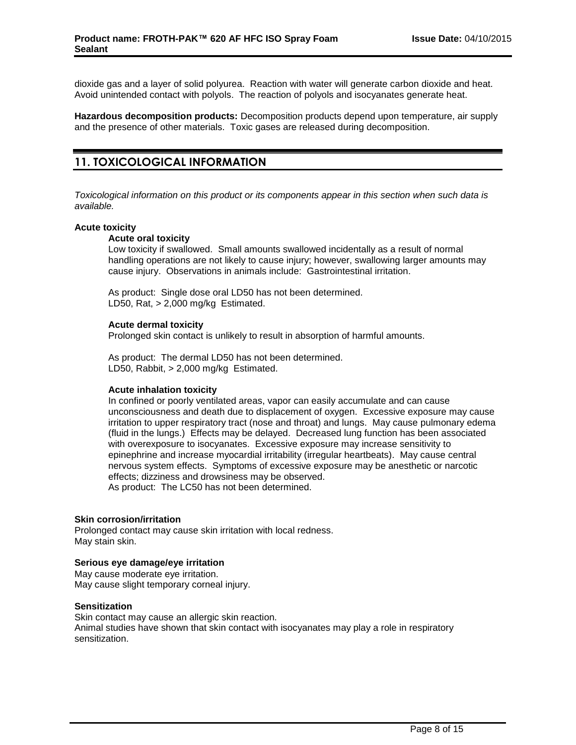dioxide gas and a layer of solid polyurea. Reaction with water will generate carbon dioxide and heat. Avoid unintended contact with polyols. The reaction of polyols and isocyanates generate heat.

**Hazardous decomposition products:** Decomposition products depend upon temperature, air supply and the presence of other materials. Toxic gases are released during decomposition.

## 11. TOXICOLOGICAL INFORMATION

*Toxicological information on this product or its components appear in this section when such data is available.*

**Acute toxicity**

**Acute oral toxicity**

Low toxicity if swallowed. Small amounts swallowed incidentally as a result of normal handling operations are not likely to cause injury; however, swallowing larger amounts may cause injury. Observations in animals include: Gastrointestinal irritation.

As product: Single dose oral LD50 has not been determined.
LD50, Rat, > 2,000 mg/kg Estimated.

**Acute dermal toxicity**

Prolonged skin contact is unlikely to result in absorption of harmful amounts.

As product: The dermal LD50 has not been determined.
LD50, Rabbit, > 2,000 mg/kg Estimated.

**Acute inhalation toxicity**

In confined or poorly ventilated areas, vapor can easily accumulate and can cause unconsciousness and death due to displacement of oxygen. Excessive exposure may cause irritation to upper respiratory tract (nose and throat) and lungs. May cause pulmonary edema (fluid in the lungs.) Effects may be delayed. Decreased lung function has been associated with overexposure to isocyanates. Excessive exposure may increase sensitivity to epinephrine and increase myocardial irritability (irregular heartbeats). May cause central nervous system effects. Symptoms of excessive exposure may be anesthetic or narcotic effects; dizziness and drowsiness may be observed.
As product: The LC50 has not been determined.

**Skin corrosion/irritation**

Prolonged contact may cause skin irritation with local redness.
May stain skin.

**Serious eye damage/eye irritation**

May cause moderate eye irritation.
May cause slight temporary corneal injury.

**Sensitization**

Skin contact may cause an allergic skin reaction.
Animal studies have shown that skin contact with isocyanates may play a role in respiratory sensitization.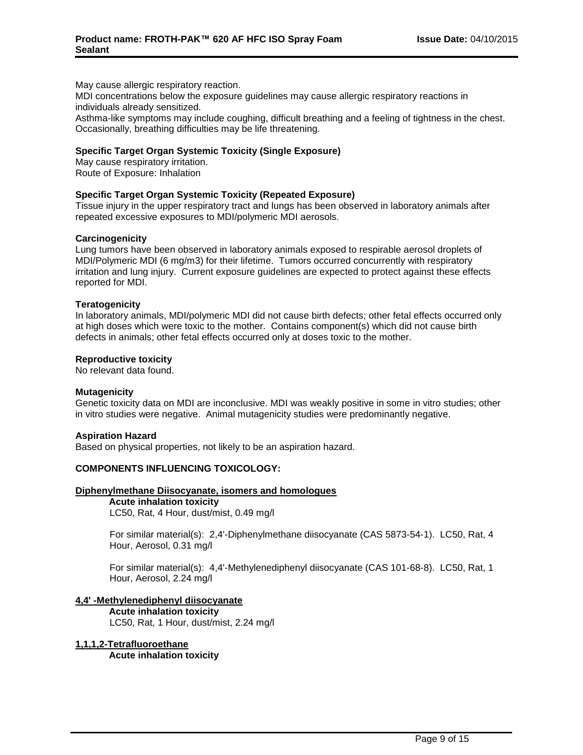May cause allergic respiratory reaction.
MDI concentrations below the exposure guidelines may cause allergic respiratory reactions in individuals already sensitized.
Asthma-like symptoms may include coughing, difficult breathing and a feeling of tightness in the chest. Occasionally, breathing difficulties may be life threatening.

**Specific Target Organ Systemic Toxicity (Single Exposure)**
May cause respiratory irritation.
Route of Exposure: Inhalation

**Specific Target Organ Systemic Toxicity (Repeated Exposure)**
Tissue injury in the upper respiratory tract and lungs has been observed in laboratory animals after repeated excessive exposures to MDI/polymeric MDI aerosols.

**Carcinogenicity**
Lung tumors have been observed in laboratory animals exposed to respirable aerosol droplets of MDI/Polymeric MDI (6 mg/m3) for their lifetime. Tumors occurred concurrently with respiratory irritation and lung injury. Current exposure guidelines are expected to protect against these effects reported for MDI.

**Teratogenicity**
In laboratory animals, MDI/polymeric MDI did not cause birth defects; other fetal effects occurred only at high doses which were toxic to the mother. Contains component(s) which did not cause birth defects in animals; other fetal effects occurred only at doses toxic to the mother.

**Reproductive toxicity**
No relevant data found.

**Mutagenicity**
Genetic toxicity data on MDI are inconclusive. MDI was weakly positive in some in vitro studies; other in vitro studies were negative. Animal mutagenicity studies were predominantly negative.

**Aspiration Hazard**
Based on physical properties, not likely to be an aspiration hazard.

**COMPONENTS INFLUENCING TOXICOLOGY:**

**Diphenylmethane Diisocyanate, isomers and homologues**

**Acute inhalation toxicity**
LC50, Rat, 4 Hour, dust/mist, 0.49 mg/l

For similar material(s): 2,4'-Diphenylmethane diisocyanate (CAS 5873-54-1). LC50, Rat, 4 Hour, Aerosol, 0.31 mg/l

For similar material(s): 4,4'-Methylenediphenyl diisocyanate (CAS 101-68-8). LC50, Rat, 1 Hour, Aerosol, 2.24 mg/l

**4,4' -Methylenediphenyl diisocyanate**

**Acute inhalation toxicity**
LC50, Rat, 1 Hour, dust/mist, 2.24 mg/l

**1,1,1,2-Tetrafluoroethane**

**Acute inhalation toxicity**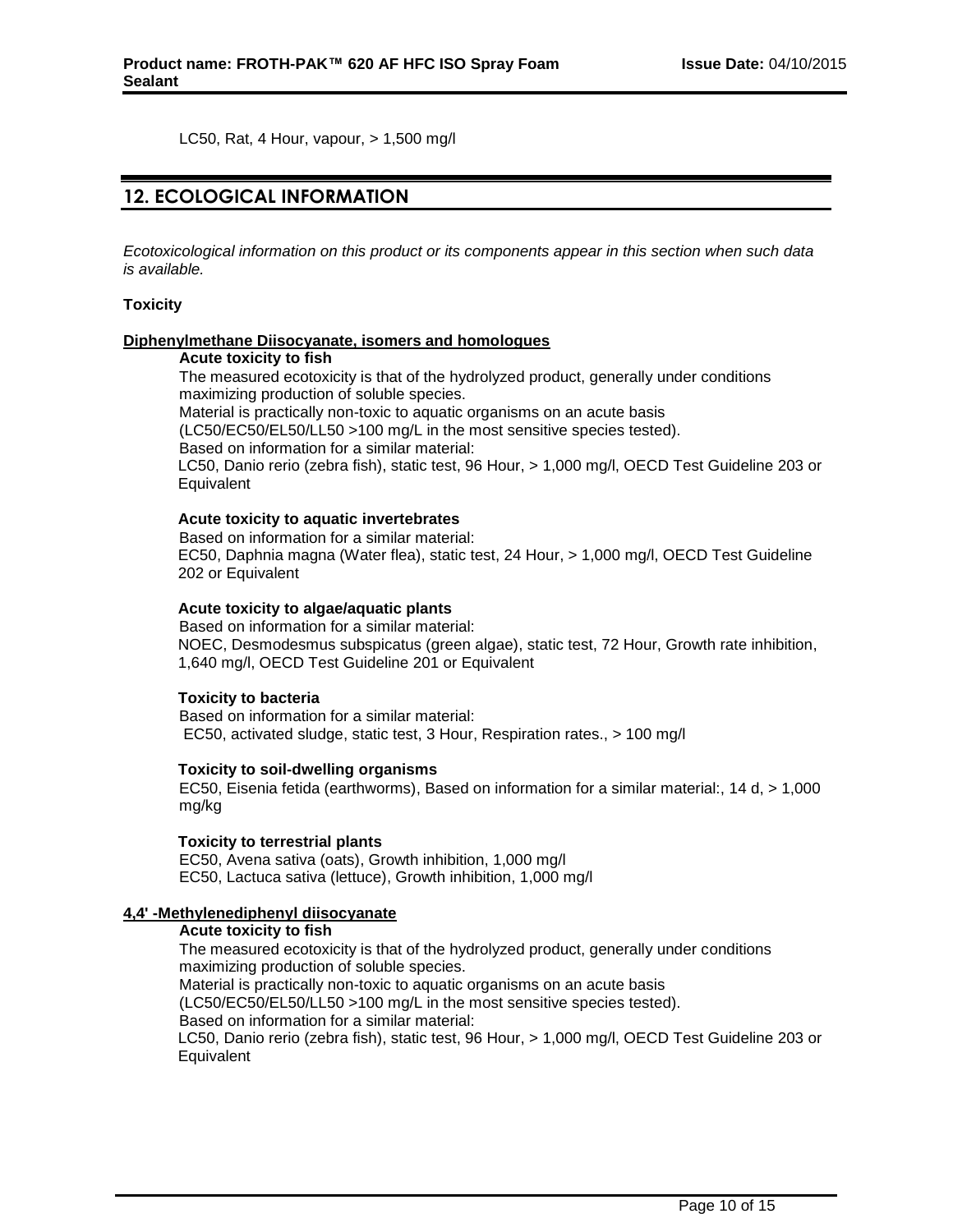LC50, Rat, 4 Hour, vapour, > 1,500 mg/l

## 12. ECOLOGICAL INFORMATION

*Ecotoxicological information on this product or its components appear in this section when such data is available.*

**Toxicity**

**Diphenylmethane Diisocyanate, isomers and homologues**

**Acute toxicity to fish**

The measured ecotoxicity is that of the hydrolyzed product, generally under conditions maximizing production of soluble species.
Material is practically non-toxic to aquatic organisms on an acute basis (LC50/EC50/EL50/LL50 >100 mg/L in the most sensitive species tested).
Based on information for a similar material:
LC50, Danio rerio (zebra fish), static test, 96 Hour, > 1,000 mg/l, OECD Test Guideline 203 or Equivalent

**Acute toxicity to aquatic invertebrates**

Based on information for a similar material:
EC50, Daphnia magna (Water flea), static test, 24 Hour, > 1,000 mg/l, OECD Test Guideline 202 or Equivalent

**Acute toxicity to algae/aquatic plants**

Based on information for a similar material:
NOEC, Desmodesmus subspicatus (green algae), static test, 72 Hour, Growth rate inhibition, 1,640 mg/l, OECD Test Guideline 201 or Equivalent

**Toxicity to bacteria**

Based on information for a similar material:
EC50, activated sludge, static test, 3 Hour, Respiration rates., > 100 mg/l

**Toxicity to soil-dwelling organisms**

EC50, Eisenia fetida (earthworms), Based on information for a similar material:, 14 d, > 1,000 mg/kg

**Toxicity to terrestrial plants**

EC50, Avena sativa (oats), Growth inhibition, 1,000 mg/l
EC50, Lactuca sativa (lettuce), Growth inhibition, 1,000 mg/l

**4,4' -Methylenediphenyl diisocyanate**

**Acute toxicity to fish**

The measured ecotoxicity is that of the hydrolyzed product, generally under conditions maximizing production of soluble species.
Material is practically non-toxic to aquatic organisms on an acute basis (LC50/EC50/EL50/LL50 >100 mg/L in the most sensitive species tested).
Based on information for a similar material:
LC50, Danio rerio (zebra fish), static test, 96 Hour, > 1,000 mg/l, OECD Test Guideline 203 or Equivalent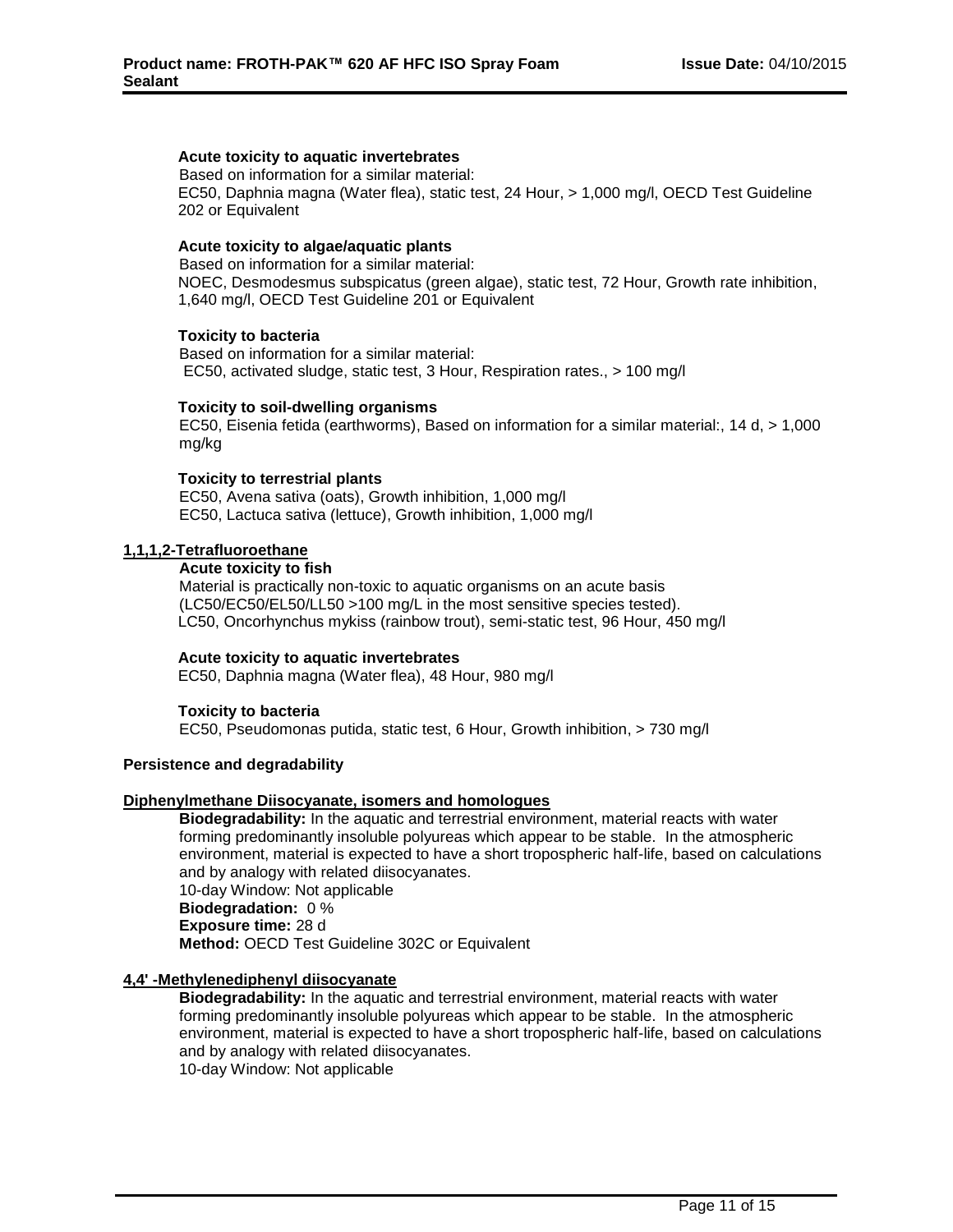**Acute toxicity to aquatic invertebrates**

Based on information for a similar material:
EC50, Daphnia magna (Water flea), static test, 24 Hour, > 1,000 mg/l, OECD Test Guideline 202 or Equivalent

**Acute toxicity to algae/aquatic plants**

Based on information for a similar material:
NOEC, Desmodesmus subspicatus (green algae), static test, 72 Hour, Growth rate inhibition, 1,640 mg/l, OECD Test Guideline 201 or Equivalent

**Toxicity to bacteria**

Based on information for a similar material:
EC50, activated sludge, static test, 3 Hour, Respiration rates., > 100 mg/l

**Toxicity to soil-dwelling organisms**

EC50, Eisenia fetida (earthworms), Based on information for a similar material:, 14 d, > 1,000 mg/kg

**Toxicity to terrestrial plants**

EC50, Avena sativa (oats), Growth inhibition, 1,000 mg/l
EC50, Lactuca sativa (lettuce), Growth inhibition, 1,000 mg/l

**1,1,1,2-Tetrafluoroethane**

**Acute toxicity to fish**

Material is practically non-toxic to aquatic organisms on an acute basis (LC50/EC50/EL50/LL50 >100 mg/L in the most sensitive species tested).
LC50, Oncorhynchus mykiss (rainbow trout), semi-static test, 96 Hour, 450 mg/l

**Acute toxicity to aquatic invertebrates**

EC50, Daphnia magna (Water flea), 48 Hour, 980 mg/l

**Toxicity to bacteria**

EC50, Pseudomonas putida, static test, 6 Hour, Growth inhibition, > 730 mg/l

**Persistence and degradability**

**Diphenylmethane Diisocyanate, isomers and homologues**

**Biodegradability:** In the aquatic and terrestrial environment, material reacts with water forming predominantly insoluble polyureas which appear to be stable. In the atmospheric environment, material is expected to have a short tropospheric half-life, based on calculations and by analogy with related diisocyanates.
10-day Window: Not applicable
**Biodegradation:** 0 %
**Exposure time:** 28 d
**Method:** OECD Test Guideline 302C or Equivalent

**4,4' -Methylenediphenyl diisocyanate**

**Biodegradability:** In the aquatic and terrestrial environment, material reacts with water forming predominantly insoluble polyureas which appear to be stable. In the atmospheric environment, material is expected to have a short tropospheric half-life, based on calculations and by analogy with related diisocyanates.
10-day Window: Not applicable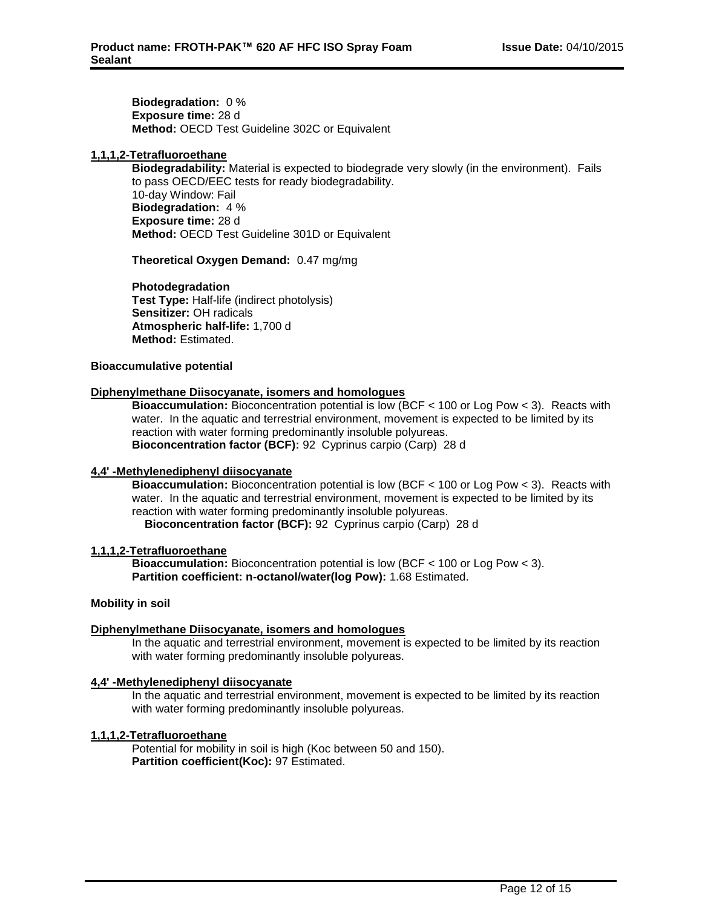**Biodegradation:** 0 %
**Exposure time:** 28 d
**Method:** OECD Test Guideline 302C or Equivalent

**1,1,1,2-Tetrafluoroethane**

**Biodegradability:** Material is expected to biodegrade very slowly (in the environment). Fails to pass OECD/EEC tests for ready biodegradability.
10-day Window: Fail
**Biodegradation:** 4 %
**Exposure time:** 28 d
**Method:** OECD Test Guideline 301D or Equivalent

**Theoretical Oxygen Demand:** 0.47 mg/mg

**Photodegradation**
**Test Type:** Half-life (indirect photolysis)
**Sensitizer:** OH radicals
**Atmospheric half-life:** 1,700 d
**Method:** Estimated.

**Bioaccumulative potential**

**Diphenylmethane Diisocyanate, isomers and homologues**

**Bioaccumulation:** Bioconcentration potential is low (BCF < 100 or Log Pow < 3). Reacts with water. In the aquatic and terrestrial environment, movement is expected to be limited by its reaction with water forming predominantly insoluble polyureas.
**Bioconcentration factor (BCF):** 92 Cyprinus carpio (Carp) 28 d

**4,4' -Methylenediphenyl diisocyanate**

**Bioaccumulation:** Bioconcentration potential is low (BCF < 100 or Log Pow < 3). Reacts with water. In the aquatic and terrestrial environment, movement is expected to be limited by its reaction with water forming predominantly insoluble polyureas.
**Bioconcentration factor (BCF):** 92 Cyprinus carpio (Carp) 28 d

**1,1,1,2-Tetrafluoroethane**

**Bioaccumulation:** Bioconcentration potential is low (BCF < 100 or Log Pow < 3).
**Partition coefficient: n-octanol/water(log Pow):** 1.68 Estimated.

**Mobility in soil**

**Diphenylmethane Diisocyanate, isomers and homologues**

In the aquatic and terrestrial environment, movement is expected to be limited by its reaction with water forming predominantly insoluble polyureas.

**4,4' -Methylenediphenyl diisocyanate**

In the aquatic and terrestrial environment, movement is expected to be limited by its reaction with water forming predominantly insoluble polyureas.

**1,1,1,2-Tetrafluoroethane**

Potential for mobility in soil is high (Koc between 50 and 150).
**Partition coefficient(Koc):** 97 Estimated.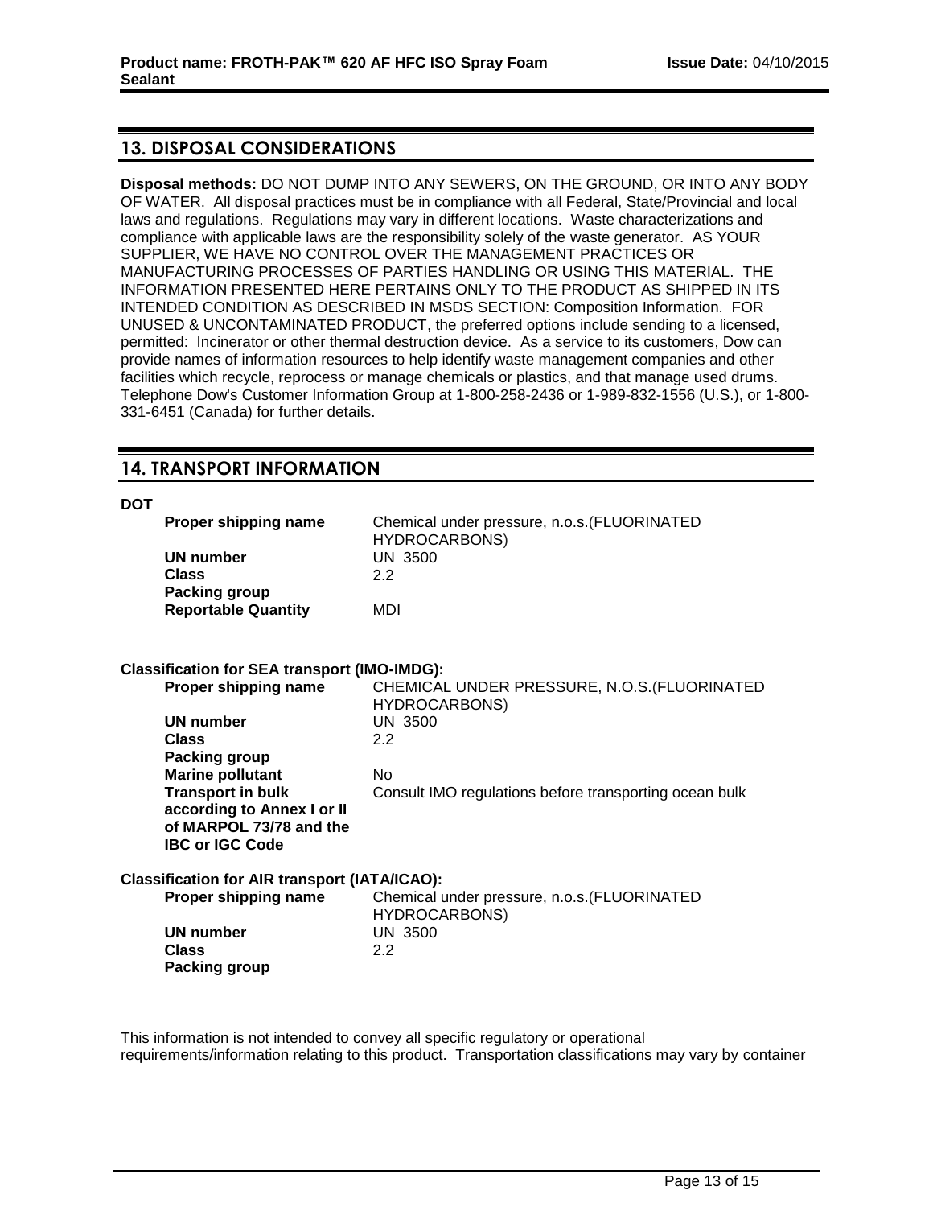## 13. DISPOSAL CONSIDERATIONS

**Disposal methods:** DO NOT DUMP INTO ANY SEWERS, ON THE GROUND, OR INTO ANY BODY OF WATER. All disposal practices must be in compliance with all Federal, State/Provincial and local laws and regulations. Regulations may vary in different locations. Waste characterizations and compliance with applicable laws are the responsibility solely of the waste generator. AS YOUR SUPPLIER, WE HAVE NO CONTROL OVER THE MANAGEMENT PRACTICES OR MANUFACTURING PROCESSES OF PARTIES HANDLING OR USING THIS MATERIAL. THE INFORMATION PRESENTED HERE PERTAINS ONLY TO THE PRODUCT AS SHIPPED IN ITS INTENDED CONDITION AS DESCRIBED IN MSDS SECTION: Composition Information. FOR UNUSED & UNCONTAMINATED PRODUCT, the preferred options include sending to a licensed, permitted: Incinerator or other thermal destruction device. As a service to its customers, Dow can provide names of information resources to help identify waste management companies and other facilities which recycle, reprocess or manage chemicals or plastics, and that manage used drums. Telephone Dow's Customer Information Group at 1-800-258-2436 or 1-989-832-1556 (U.S.), or 1-800-331-6451 (Canada) for further details.

## 14. TRANSPORT INFORMATION

**DOT**

| | |
|---|---|
| **Proper shipping name** | Chemical under pressure, n.o.s.(FLUORINATED HYDROCARBONS) |
| **UN number** | UN 3500 |
| **Class** | 2.2 |
| **Packing group** | |
| **Reportable Quantity** | MDI |

**Classification for SEA transport (IMO-IMDG):**

| | |
|---|---|
| **Proper shipping name** | CHEMICAL UNDER PRESSURE, N.O.S.(FLUORINATED HYDROCARBONS) |
| **UN number** | UN 3500 |
| **Class** | 2.2 |
| **Packing group** | |
| **Marine pollutant** | No |
| **Transport in bulk according to Annex I or II of MARPOL 73/78 and the IBC or IGC Code** | Consult IMO regulations before transporting ocean bulk |

**Classification for AIR transport (IATA/ICAO):**

| | |
|---|---|
| **Proper shipping name** | Chemical under pressure, n.o.s.(FLUORINATED HYDROCARBONS) |
| **UN number** | UN 3500 |
| **Class** | 2.2 |
| **Packing group** | |

This information is not intended to convey all specific regulatory or operational requirements/information relating to this product. Transportation classifications may vary by container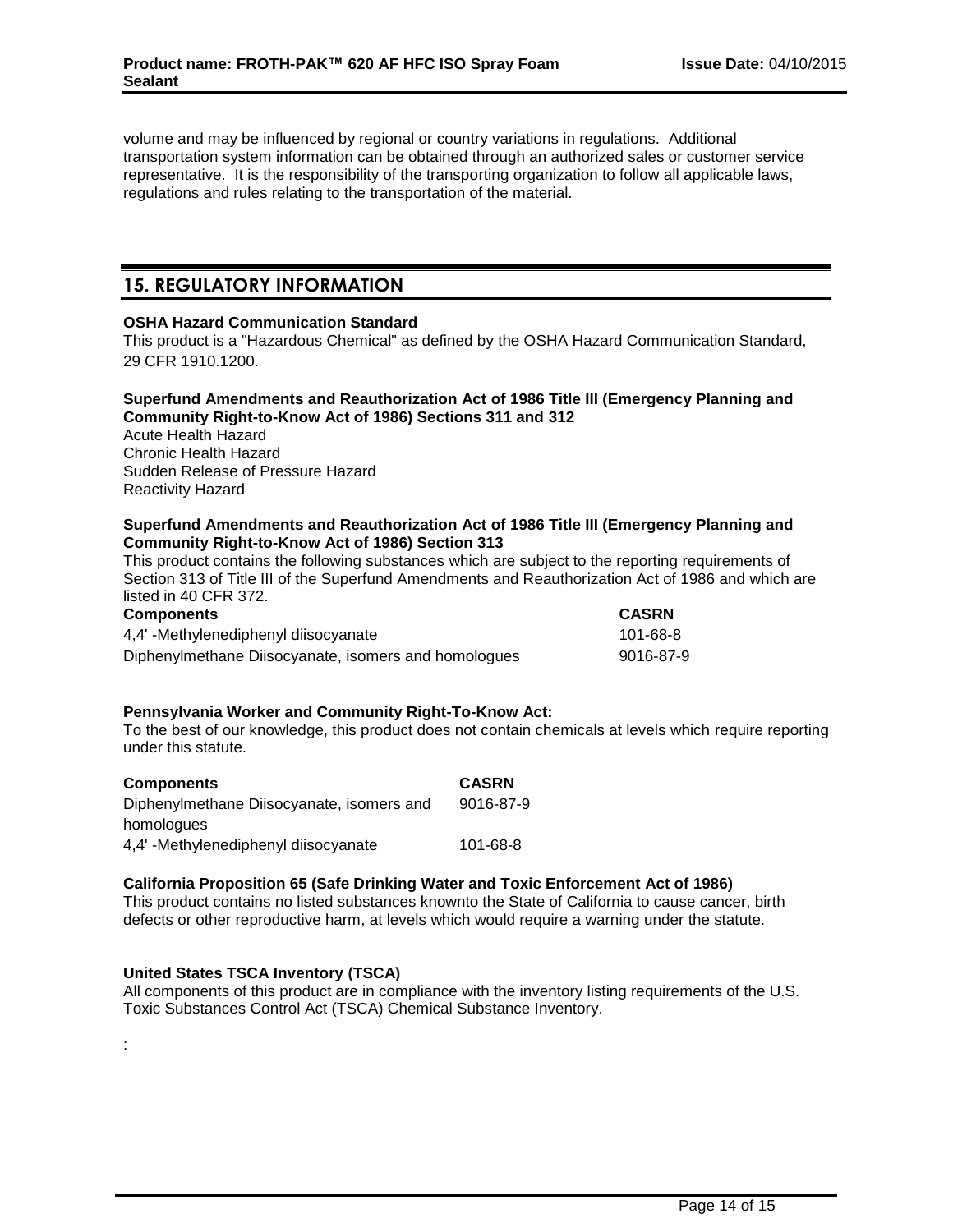volume and may be influenced by regional or country variations in regulations. Additional transportation system information can be obtained through an authorized sales or customer service representative. It is the responsibility of the transporting organization to follow all applicable laws, regulations and rules relating to the transportation of the material.

## 15. REGULATORY INFORMATION

**OSHA Hazard Communication Standard**

This product is a "Hazardous Chemical" as defined by the OSHA Hazard Communication Standard, 29 CFR 1910.1200.

**Superfund Amendments and Reauthorization Act of 1986 Title III (Emergency Planning and Community Right-to-Know Act of 1986) Sections 311 and 312**

Acute Health Hazard
Chronic Health Hazard
Sudden Release of Pressure Hazard
Reactivity Hazard

**Superfund Amendments and Reauthorization Act of 1986 Title III (Emergency Planning and Community Right-to-Know Act of 1986) Section 313**

This product contains the following substances which are subject to the reporting requirements of Section 313 of Title III of the Superfund Amendments and Reauthorization Act of 1986 and which are listed in 40 CFR 372.

| Components | CASRN |
|---|---|
| 4,4' -Methylenediphenyl diisocyanate | 101-68-8 |
| Diphenylmethane Diisocyanate, isomers and homologues | 9016-87-9 |

**Pennsylvania Worker and Community Right-To-Know Act:**

To the best of our knowledge, this product does not contain chemicals at levels which require reporting under this statute.

| Components | CASRN |
|---|---|
| Diphenylmethane Diisocyanate, isomers and homologues | 9016-87-9 |
| 4,4' -Methylenediphenyl diisocyanate | 101-68-8 |

**California Proposition 65 (Safe Drinking Water and Toxic Enforcement Act of 1986)**

This product contains no listed substances knownto the State of California to cause cancer, birth defects or other reproductive harm, at levels which would require a warning under the statute.

**United States TSCA Inventory (TSCA)**

All components of this product are in compliance with the inventory listing requirements of the U.S. Toxic Substances Control Act (TSCA) Chemical Substance Inventory.

: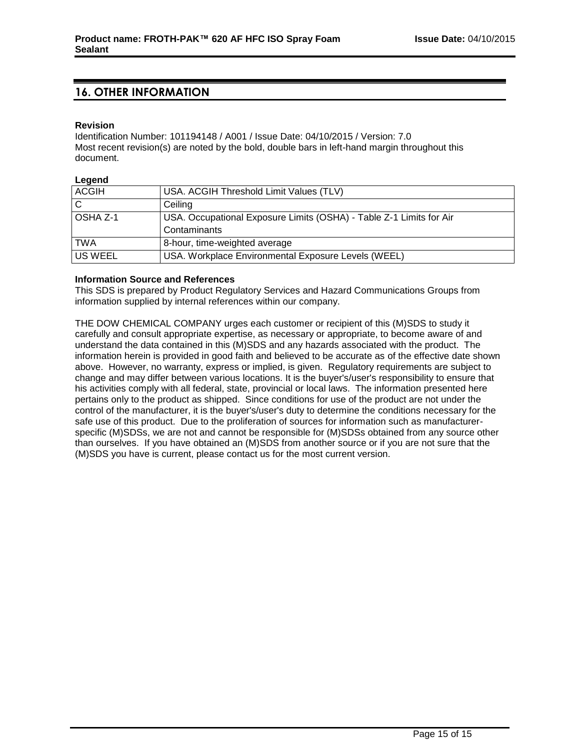## 16. OTHER INFORMATION

**Revision**

Identification Number: 101194148 / A001 / Issue Date: 04/10/2015 / Version: 7.0
Most recent revision(s) are noted by the bold, double bars in left-hand margin throughout this document.

**Legend**

| | |
|---|---|
| ACGIH | USA. ACGIH Threshold Limit Values (TLV) |
| C | Ceiling |
| OSHA Z-1 | USA. Occupational Exposure Limits (OSHA) - Table Z-1 Limits for Air Contaminants |
| TWA | 8-hour, time-weighted average |
| US WEEL | USA. Workplace Environmental Exposure Levels (WEEL) |

**Information Source and References**

This SDS is prepared by Product Regulatory Services and Hazard Communications Groups from information supplied by internal references within our company.

THE DOW CHEMICAL COMPANY urges each customer or recipient of this (M)SDS to study it carefully and consult appropriate expertise, as necessary or appropriate, to become aware of and understand the data contained in this (M)SDS and any hazards associated with the product. The information herein is provided in good faith and believed to be accurate as of the effective date shown above. However, no warranty, express or implied, is given. Regulatory requirements are subject to change and may differ between various locations. It is the buyer's/user's responsibility to ensure that his activities comply with all federal, state, provincial or local laws. The information presented here pertains only to the product as shipped. Since conditions for use of the product are not under the control of the manufacturer, it is the buyer's/user's duty to determine the conditions necessary for the safe use of this product. Due to the proliferation of sources for information such as manufacturer-specific (M)SDSs, we are not and cannot be responsible for (M)SDSs obtained from any source other than ourselves. If you have obtained an (M)SDS from another source or if you are not sure that the (M)SDS you have is current, please contact us for the most current version.